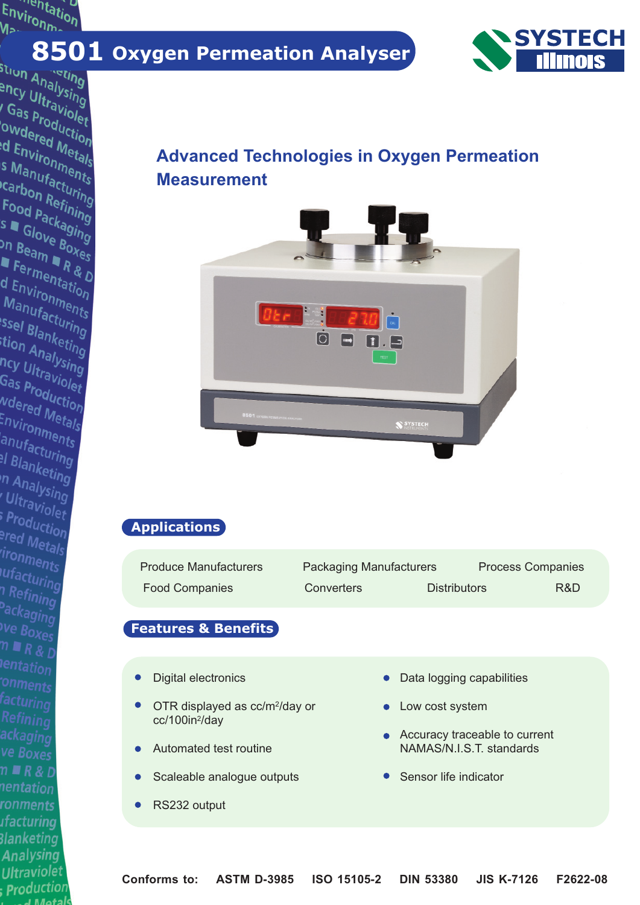# 8501 Oxygen Permeation Analyser

SYSTECH illinois

## Advanced Technologies in Oxygen Permeation Measurement

## Applications

- Produce Manufacturers
- Packaging Manufacturers
- Process Companies
- Food Companies
- Converters
- Distributors
- R&D

## Features & Benefits

- Digital electronics
- OTR displayed as cc/m$^2$/day or cc/100in$^2$/day
- Automated test routine
- Scaleable analogue outputs
- RS232 output
- Data logging capabilities
- Low cost system
- Accuracy traceable to current NAMAS/N.I.S.T. standards
- Sensor life indicator

**Conforms to: ASTM D-3985 ISO 15105-2 DIN 53380 JIS K-7126 F2622-08**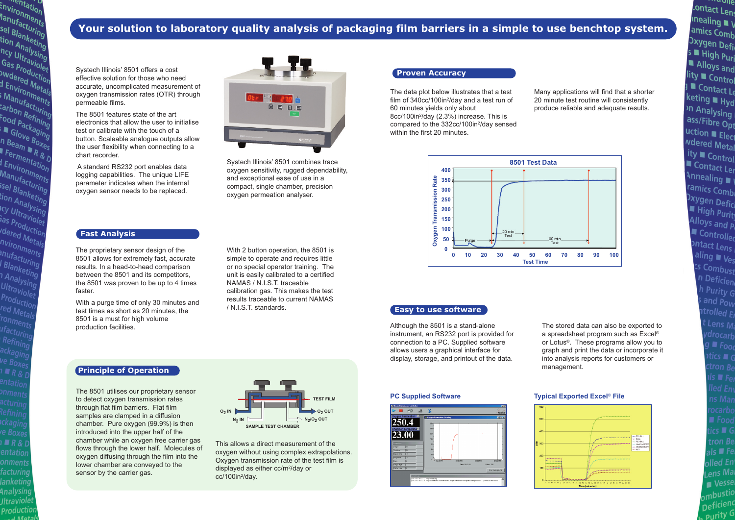# Your solution to laboratory quality analysis of packaging film barriers in a simple to use benchtop system.

Systech Illinois' 8501 offers a cost effective solution for those who need accurate, uncomplicated measurement of oxygen transmission rates (OTR) through permeable films.

The 8501 features state of the art electronics that allow the user to initialise test or calibrate with the touch of a button. Scaleable analogue outputs allow the user flexibility when connecting to a chart recorder.

A standard RS232 port enables data logging capabilities. The unique LIFE parameter indicates when the internal oxygen sensor needs to be replaced.

Systech Illinois' 8501 combines trace oxygen sensitivity, rugged dependability, and exceptional ease of use in a compact, single chamber, precision oxygen permeation analyser.

## Fast Analysis

The proprietary sensor design of the 8501 allows for extremely fast, accurate results. In a head-to-head comparison between the 8501 and its competitors, the 8501 was proven to be up to 4 times faster.

With a purge time of only 30 minutes and test times as short as 20 minutes, the 8501 is a must for high volume production facilities.

With 2 button operation, the 8501 is simple to operate and requires little or no special operator training. The unit is easily calibrated to a certified NAMAS / N.I.S.T. traceable calibration gas. This makes the test results traceable to current NAMAS / N.I.S.T. standards.

## Principle of Operation

The 8501 utilises our proprietary sensor to detect oxygen transmission rates through flat film barriers. Flat film samples are clamped in a diffusion chamber. Pure oxygen (99.9%) is then introduced into the upper half of the chamber while an oxygen free carrier gas flows through the lower half. Molecules of oxygen diffusing through the film into the lower chamber are conveyed to the sensor by the carrier gas.

TEST FILM
$O_2$ IN
$O_2$ OUT
$N_2$ IN
$N_2/O_2$ OUT
SAMPLE TEST CHAMBER

This allows a direct measurement of the oxygen without using complex extrapolations. Oxygen transmission rate of the test film is displayed as either cc/m²/day or cc/100in²/day.

## Proven Accuracy

The data plot below illustrates that a test film of 340cc/100in²/day and a test run of 60 minutes yields only about 8cc/100in²/day (2.3%) increase. This is compared to the 332cc/100in²/day sensed within the first 20 minutes.

Many applications will find that a shorter 20 minute test routine will consistently produce reliable and adequate results.

8501 Test Data

Oxygen Transmission Rate

400
350
300
250
200
150
100
50
0

Purge
20 min Test
60 min Test

0 10 20 30 40 50 60 70 80 90 100

Test Time

## Easy to use software

Although the 8501 is a stand-alone instrument, an RS232 port is provided for connection to a PC. Supplied software allows users a graphical interface for display, storage, and printout of the data.

The stored data can also be exported to a spreadsheet program such as Excel® or Lotus®. These programs allow you to graph and print the data or incorporate it into analysis reports for customers or management.

**PC Supplied Software**

**Typical Exported Excel® File**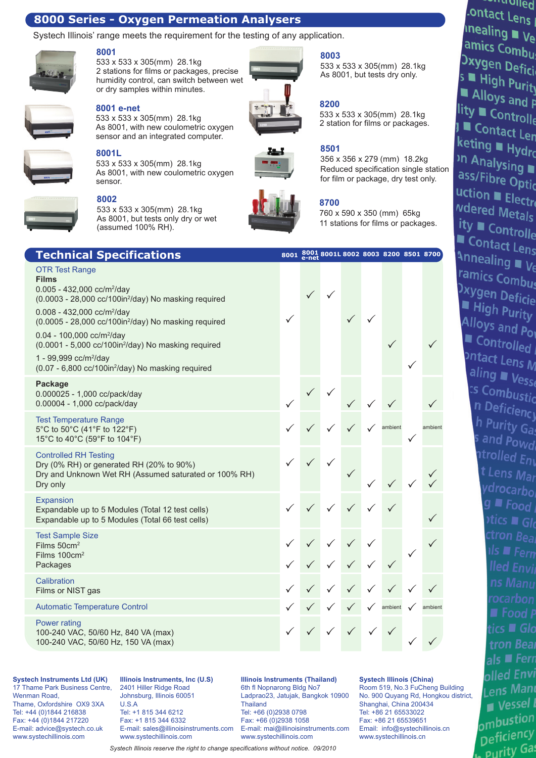## 8000 Series - Oxygen Permeation Analysers

Systech Illinois' range meets the requirement for the testing of any application.

**8001**
533 x 533 x 305(mm) 28.1kg
2 stations for films or packages, precise humidity control, can switch between wet or dry samples within minutes.

**8001 e-net**
533 x 533 x 305(mm) 28.1kg
As 8001, with new coulometric oxygen sensor and an integrated computer.

**8001L**
533 x 533 x 305(mm) 28.1kg
As 8001, with new coulometric oxygen sensor.

**8002**
533 x 533 x 305(mm) 28.1kg
As 8001, but tests only dry or wet (assumed 100% RH).

**8003**
533 x 533 x 305(mm) 28.1kg
As 8001, but tests dry only.

**8200**
533 x 533 x 305(mm) 28.1kg
2 station for films or packages.

**8501**
356 x 356 x 279 (mm) 18.2kg
Reduced specification single station for film or package, dry test only.

**8700**
760 x 590 x 350 (mm) 65kg
11 stations for films or packages.

## Technical Specifications

| Technical Specifications | 8001 | 8001 e-net | 8001L | 8002 | 8003 | 8200 | 8501 | 8700 |
|---|---|---|---|---|---|---|---|---|
| **OTR Test Range** | | | | | | | | |
| **Films** | | | | | | | | |
| 0.005 - 432,000 cc/m²/day (0.0003 - 28,000 cc/100in²/day) No masking required | | ✓ | ✓ | | | | | |
| 0.008 - 432,000 cc/m²/day (0.0005 - 28,000 cc/100in²/day) No masking required | ✓ | | | ✓ | ✓ | | | |
| 0.04 - 100,000 cc/m²/day (0.0001 - 5,000 cc/100in²/day) No masking required | | | | | | ✓ | | ✓ |
| 1 - 99,999 cc/m²/day (0.07 - 6,800 cc/100in²/day) No masking required | | | | | | | ✓ | |
| **Package** | | | | | | | | |
| 0.000025 - 1,000 cc/pack/day | | ✓ | ✓ | | | | | |
| 0.00004 - 1,000 cc/pack/day | ✓ | | | ✓ | ✓ | ✓ | | ✓ |
| **Test Temperature Range** | | | | | | | | |
| 5°C to 50°C (41°F to 122°F) | ✓ | ✓ | ✓ | ✓ | ✓ | ambient | | ambient |
| 15°C to 40°C (59°F to 104°F) | | | | | | | ✓ | |
| **Controlled RH Testing** | | | | | | | | |
| Dry (0% RH) or generated RH (20% to 90%) | ✓ | ✓ | ✓ | | | | | |
| Dry and Unknown Wet RH (Assumed saturated or 100% RH) | | | | ✓ | | | | ✓ |
| Dry only | | | | | ✓ | ✓ | ✓ | ✓ |
| **Expansion** | | | | | | | | |
| Expandable up to 5 Modules (Total 12 test cells) | ✓ | ✓ | ✓ | ✓ | ✓ | ✓ | | |
| Expandable up to 5 Modules (Total 66 test cells) | | | | | | | | ✓ |
| **Test Sample Size** | | | | | | | | |
| Films 50cm² | ✓ | ✓ | ✓ | ✓ | ✓ | | | ✓ |
| Films 100cm² | | | | | | | ✓ | |
| Packages | ✓ | ✓ | ✓ | ✓ | ✓ | ✓ | | |
| **Calibration** | | | | | | | | |
| Films or NIST gas | ✓ | ✓ | ✓ | ✓ | ✓ | ✓ | ✓ | ✓ |
| **Automatic Temperature Control** | ✓ | ✓ | ✓ | ✓ | ✓ | ambient | ✓ | ambient |
| **Power rating** | | | | | | | | |
| 100-240 VAC, 50/60 Hz, 840 VA (max) | ✓ | ✓ | ✓ | ✓ | ✓ | ✓ | | |
| 100-240 VAC, 50/60 Hz, 150 VA (max) | | | | | | | ✓ | ✓ |

**Systech Instruments Ltd (UK)**
17 Thame Park Business Centre,
Wenman Road,
Thame, Oxfordshire OX9 3XA
Tel: +44 (0)1844 216838
Fax: +44 (0)1844 217220
E-mail: advice@systech.co.uk
www.systechillinois.com

**Illinois Instruments, Inc (U.S)**
2401 Hiller Ridge Road
Johnsburg, Illinois 60051
U.S.A
Tel: +1 815 344 6212
Fax: +1 815 344 6332
E-mail: sales@illinoisinstruments.com
www.systechillinois.com

**Illinois Instruments (Thailand)**
6th fl Nopnarong Bldg No7
Ladprao23, Jatujak, Bangkok 10900
Thailand
Tel: +66 (0)2938 0798
Fax: +66 (0)2938 1058
E-mail: mai@illinoisinstruments.com
www.systechillinois.com

**Systech Illinois (China)**
Room 519, No.3 FuCheng Building
No. 900 Quyang Rd, Hongkou district,
Shanghai, China 200434
Tel: +86 21 65533022
Fax: +86 21 65539651
Email: info@systechillinois.cn
www.systechillinois.cn

*Systech Illinois reserve the right to change specifications without notice. 09/2010*